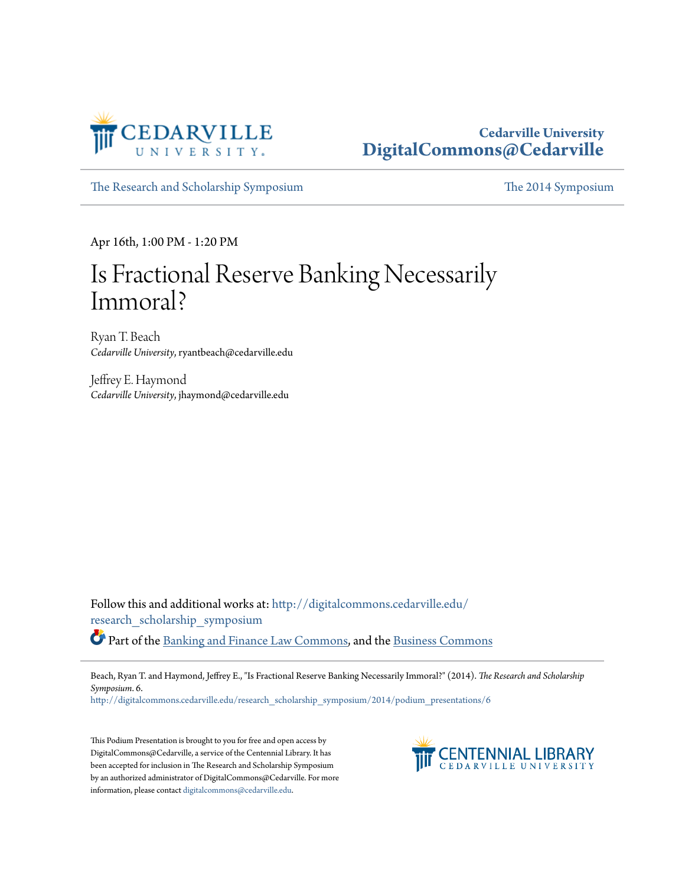Cedarville University
DigitalCommons@Cedarville

The Research and Scholarship Symposium | The 2014 Symposium

Apr 16th, 1:00 PM - 1:20 PM

# Is Fractional Reserve Banking Necessarily Immoral?

Ryan T. Beach
*Cedarville University*, ryantbeach@cedarville.edu

Jeffrey E. Haymond
*Cedarville University*, jhaymond@cedarville.edu

Follow this and additional works at: http://digitalcommons.cedarville.edu/research_scholarship_symposium

Part of the Banking and Finance Law Commons, and the Business Commons

Beach, Ryan T. and Haymond, Jeffrey E., "Is Fractional Reserve Banking Necessarily Immoral?" (2014). *The Research and Scholarship Symposium*. 6.
http://digitalcommons.cedarville.edu/research_scholarship_symposium/2014/podium_presentations/6

This Podium Presentation is brought to you for free and open access by DigitalCommons@Cedarville, a service of the Centennial Library. It has been accepted for inclusion in The Research and Scholarship Symposium by an authorized administrator of DigitalCommons@Cedarville. For more information, please contact digitalcommons@cedarville.edu.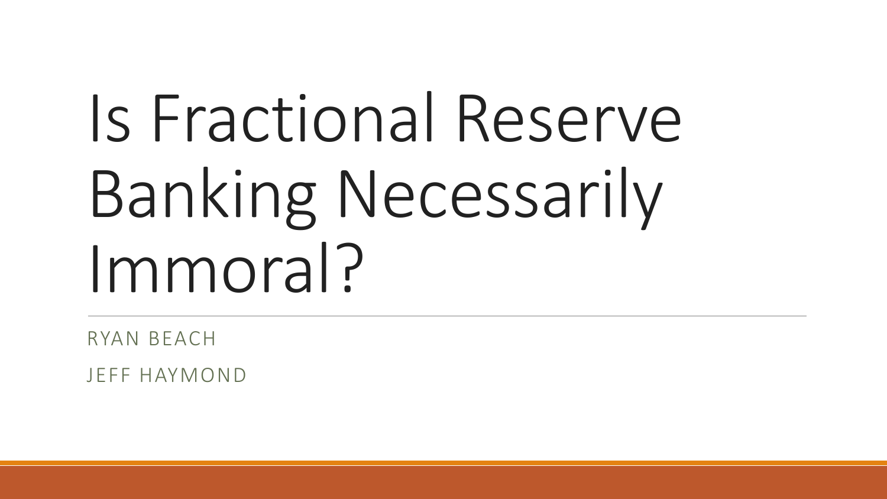# Is Fractional Reserve Banking Necessarily Immoral?

RYAN BEACH

JEFF HAYMOND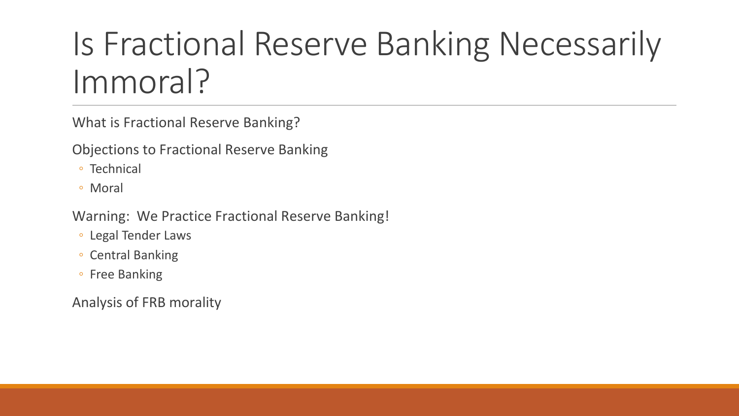# Is Fractional Reserve Banking Necessarily Immoral?

What is Fractional Reserve Banking?

Objections to Fractional Reserve Banking

- Technical
- Moral

Warning: We Practice Fractional Reserve Banking!

- Legal Tender Laws
- Central Banking
- Free Banking

Analysis of FRB morality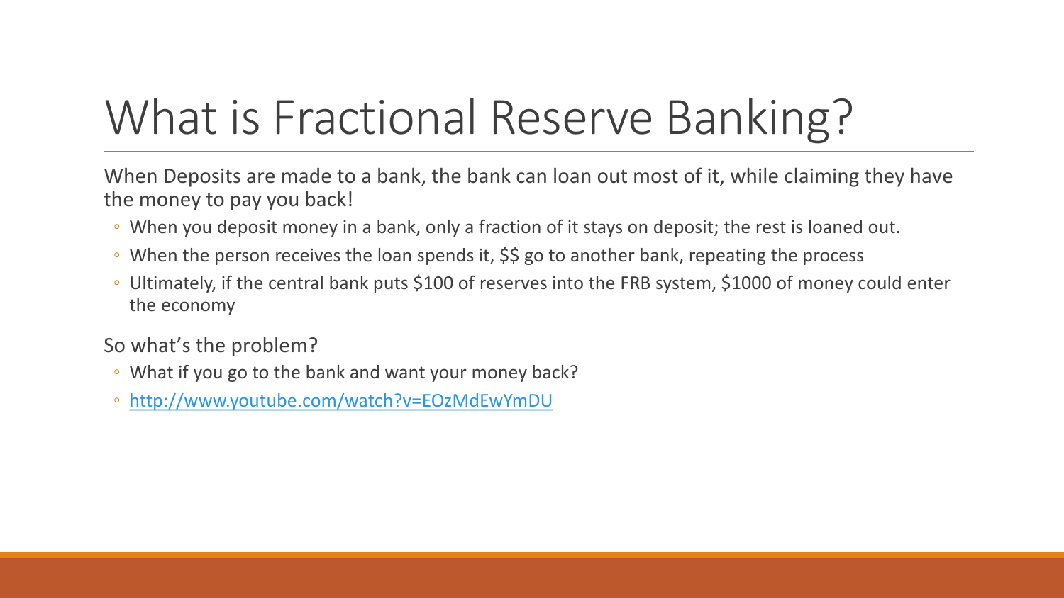# What is Fractional Reserve Banking?

When Deposits are made to a bank, the bank can loan out most of it, while claiming they have the money to pay you back!

- When you deposit money in a bank, only a fraction of it stays on deposit; the rest is loaned out.
- When the person receives the loan spends it, $$ go to another bank, repeating the process
- Ultimately, if the central bank puts $100 of reserves into the FRB system, $1000 of money could enter the economy

So what's the problem?

- What if you go to the bank and want your money back?
- [http://www.youtube.com/watch?v=EOzMdEwYmDU](http://www.youtube.com/watch?v=EOzMdEwYmDU)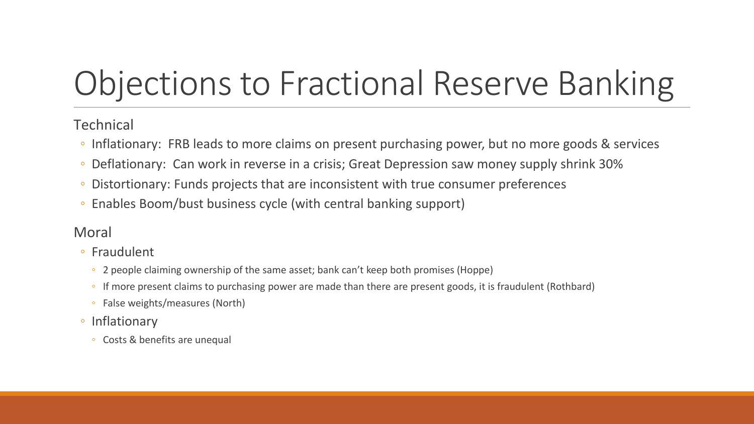# Objections to Fractional Reserve Banking

Technical

- Inflationary: FRB leads to more claims on present purchasing power, but no more goods & services
- Deflationary: Can work in reverse in a crisis; Great Depression saw money supply shrink 30%
- Distortionary: Funds projects that are inconsistent with true consumer preferences
- Enables Boom/bust business cycle (with central banking support)

Moral

- Fraudulent
  - 2 people claiming ownership of the same asset; bank can't keep both promises (Hoppe)
  - If more present claims to purchasing power are made than there are present goods, it is fraudulent (Rothbard)
  - False weights/measures (North)
- Inflationary
  - Costs & benefits are unequal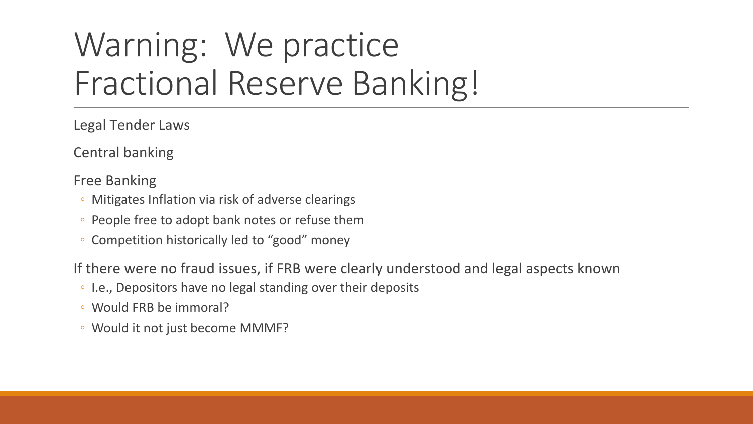# Warning: We practice Fractional Reserve Banking!

Legal Tender Laws

Central banking

Free Banking

- Mitigates Inflation via risk of adverse clearings
- People free to adopt bank notes or refuse them
- Competition historically led to "good" money

If there were no fraud issues, if FRB were clearly understood and legal aspects known

- I.e., Depositors have no legal standing over their deposits
- Would FRB be immoral?
- Would it not just become MMMF?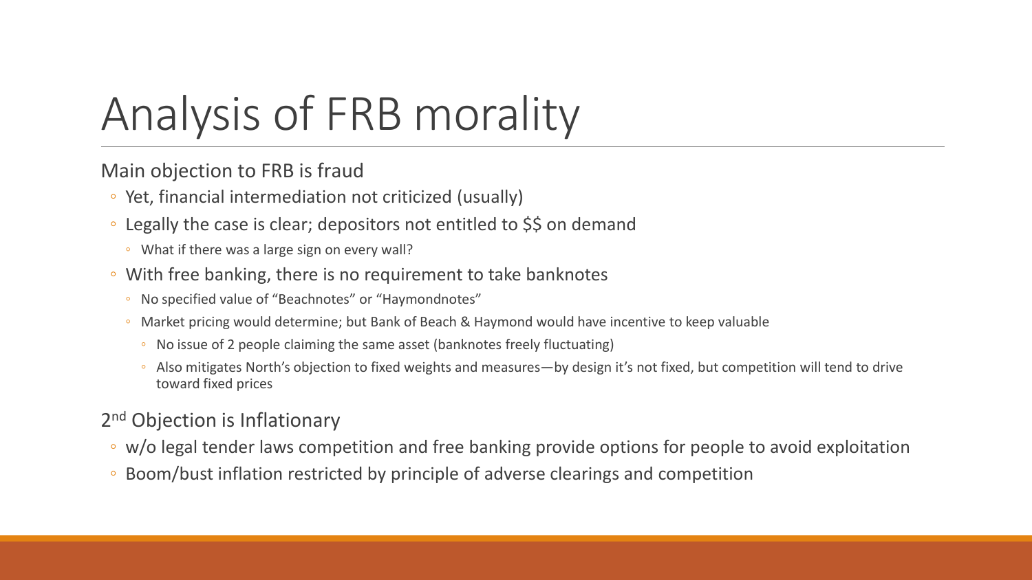# Analysis of FRB morality

Main objection to FRB is fraud

- Yet, financial intermediation not criticized (usually)
- Legally the case is clear; depositors not entitled to $$ on demand
  - What if there was a large sign on every wall?
- With free banking, there is no requirement to take banknotes
  - No specified value of "Beachnotes" or "Haymondnotes"
  - Market pricing would determine; but Bank of Beach & Haymond would have incentive to keep valuable
    - No issue of 2 people claiming the same asset (banknotes freely fluctuating)
    - Also mitigates North's objection to fixed weights and measures—by design it's not fixed, but competition will tend to drive toward fixed prices

2nd Objection is Inflationary

- w/o legal tender laws competition and free banking provide options for people to avoid exploitation
- Boom/bust inflation restricted by principle of adverse clearings and competition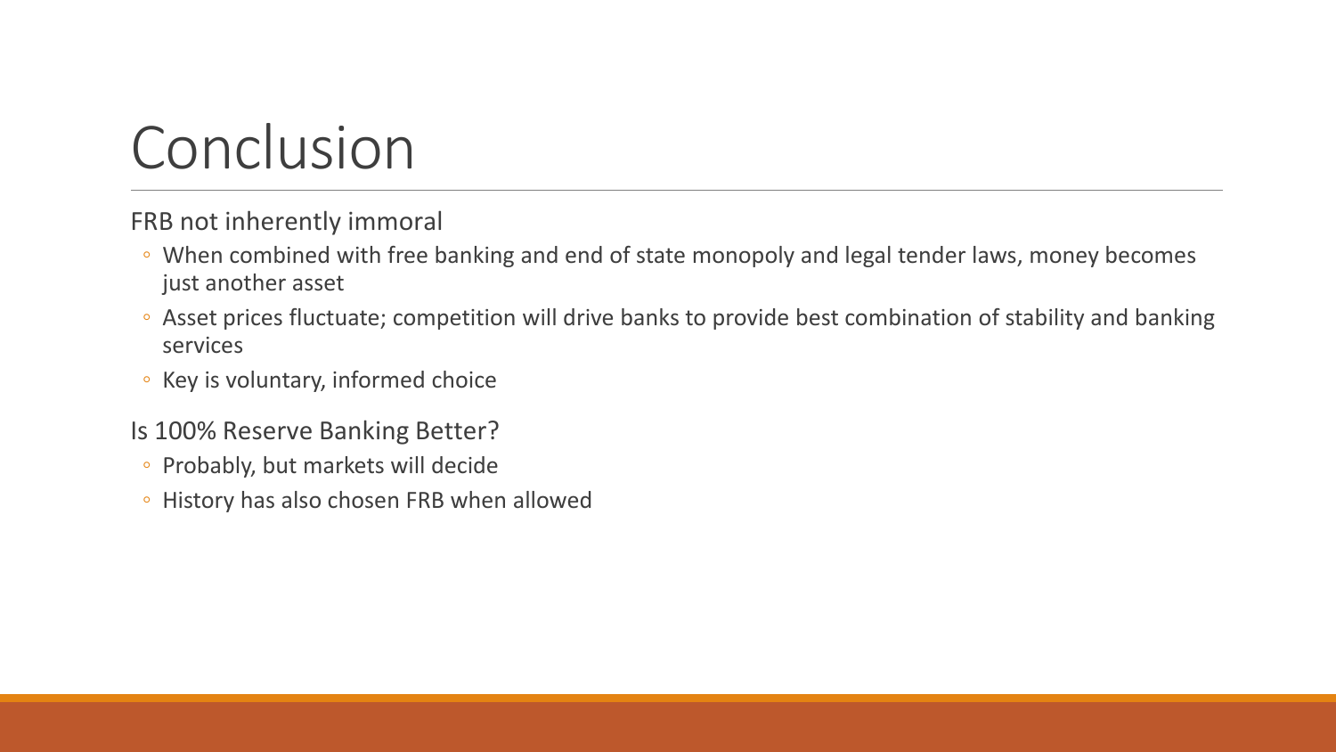# Conclusion

FRB not inherently immoral

- When combined with free banking and end of state monopoly and legal tender laws, money becomes just another asset
- Asset prices fluctuate; competition will drive banks to provide best combination of stability and banking services
- Key is voluntary, informed choice

Is 100% Reserve Banking Better?

- Probably, but markets will decide
- History has also chosen FRB when allowed